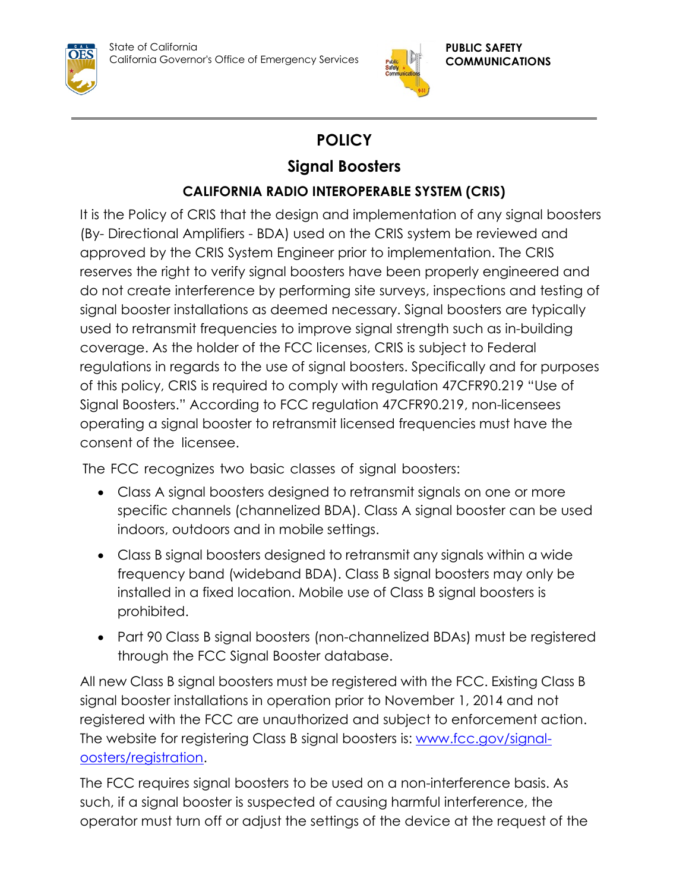State of California
California Governor's Office of Emergency Services

**PUBLIC SAFETY COMMUNICATIONS**

# POLICY

## Signal Boosters

### CALIFORNIA RADIO INTEROPERABLE SYSTEM (CRIS)

It is the Policy of CRIS that the design and implementation of any signal boosters (By- Directional Amplifiers - BDA) used on the CRIS system be reviewed and approved by the CRIS System Engineer prior to implementation. The CRIS reserves the right to verify signal boosters have been properly engineered and do not create interference by performing site surveys, inspections and testing of signal booster installations as deemed necessary. Signal boosters are typically used to retransmit frequencies to improve signal strength such as in-building coverage. As the holder of the FCC licenses, CRIS is subject to Federal regulations in regards to the use of signal boosters. Specifically and for purposes of this policy, CRIS is required to comply with regulation 47CFR90.219 "Use of Signal Boosters." According to FCC regulation 47CFR90.219, non-licensees operating a signal booster to retransmit licensed frequencies must have the consent of the licensee.

The FCC recognizes two basic classes of signal boosters:

- Class A signal boosters designed to retransmit signals on one or more specific channels (channelized BDA). Class A signal booster can be used indoors, outdoors and in mobile settings.
- Class B signal boosters designed to retransmit any signals within a wide frequency band (wideband BDA). Class B signal boosters may only be installed in a fixed location. Mobile use of Class B signal boosters is prohibited.
- Part 90 Class B signal boosters (non-channelized BDAs) must be registered through the FCC Signal Booster database.

All new Class B signal boosters must be registered with the FCC. Existing Class B signal booster installations in operation prior to November 1, 2014 and not registered with the FCC are unauthorized and subject to enforcement action. The website for registering Class B signal boosters is: www.fcc.gov/signal-oosters/registration.

The FCC requires signal boosters to be used on a non-interference basis. As such, if a signal booster is suspected of causing harmful interference, the operator must turn off or adjust the settings of the device at the request of the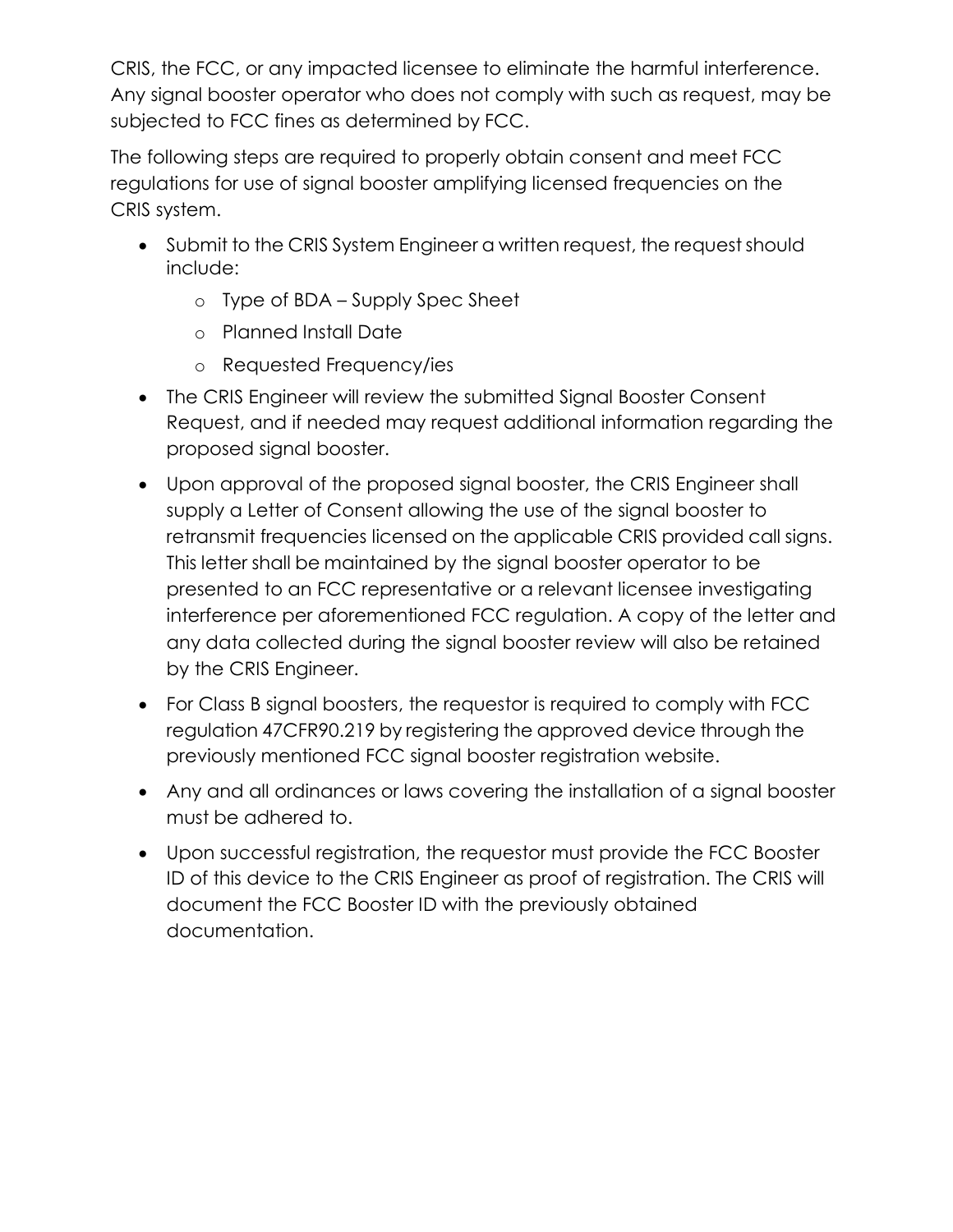CRIS, the FCC, or any impacted licensee to eliminate the harmful interference. Any signal booster operator who does not comply with such as request, may be subjected to FCC fines as determined by FCC.

The following steps are required to properly obtain consent and meet FCC regulations for use of signal booster amplifying licensed frequencies on the CRIS system.

- Submit to the CRIS System Engineer a written request, the request should include:
  - Type of BDA – Supply Spec Sheet
  - Planned Install Date
  - Requested Frequency/ies
- The CRIS Engineer will review the submitted Signal Booster Consent Request, and if needed may request additional information regarding the proposed signal booster.
- Upon approval of the proposed signal booster, the CRIS Engineer shall supply a Letter of Consent allowing the use of the signal booster to retransmit frequencies licensed on the applicable CRIS provided call signs. This letter shall be maintained by the signal booster operator to be presented to an FCC representative or a relevant licensee investigating interference per aforementioned FCC regulation. A copy of the letter and any data collected during the signal booster review will also be retained by the CRIS Engineer.
- For Class B signal boosters, the requestor is required to comply with FCC regulation 47CFR90.219 by registering the approved device through the previously mentioned FCC signal booster registration website.
- Any and all ordinances or laws covering the installation of a signal booster must be adhered to.
- Upon successful registration, the requestor must provide the FCC Booster ID of this device to the CRIS Engineer as proof of registration. The CRIS will document the FCC Booster ID with the previously obtained documentation.